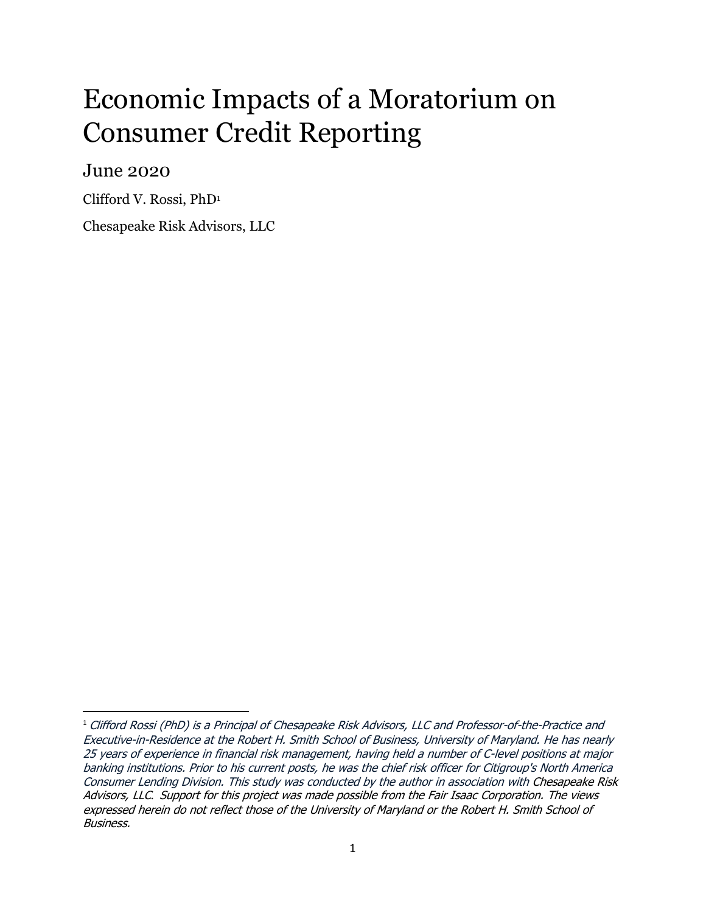# Economic Impacts of a Moratorium on Consumer Credit Reporting

## June 2020

Clifford V. Rossi, PhD[1]

Chesapeake Risk Advisors, LLC

---

[1] *Clifford Rossi (PhD) is a Principal of Chesapeake Risk Advisors, LLC and Professor-of-the-Practice and Executive-in-Residence at the Robert H. Smith School of Business, University of Maryland. He has nearly 25 years of experience in financial risk management, having held a number of C-level positions at major banking institutions. Prior to his current posts, he was the chief risk officer for Citigroup's North America Consumer Lending Division. This study was conducted by the author in association with Chesapeake Risk Advisors, LLC. Support for this project was made possible from the Fair Isaac Corporation. The views expressed herein do not reflect those of the University of Maryland or the Robert H. Smith School of Business.*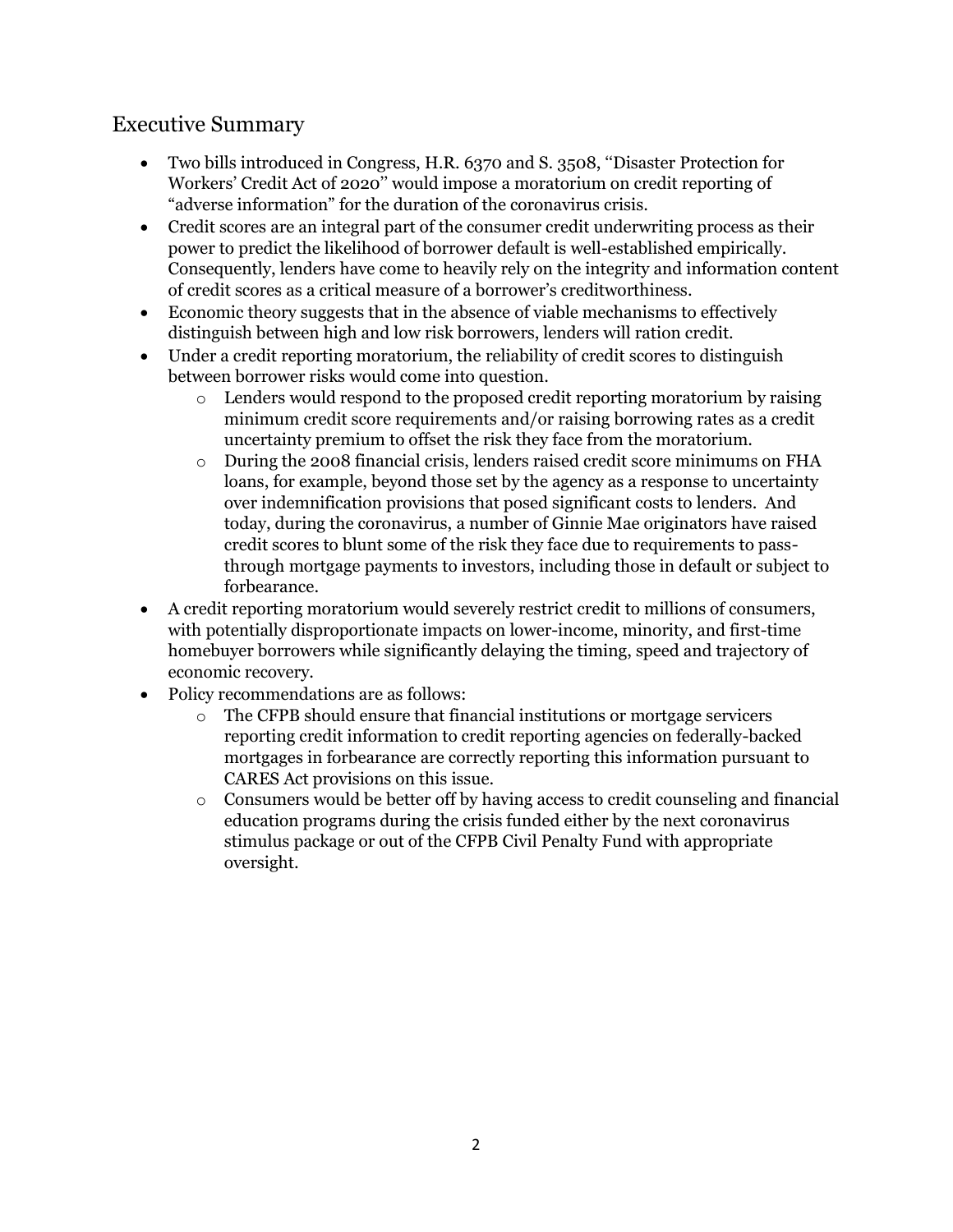## Executive Summary

- Two bills introduced in Congress, H.R. 6370 and S. 3508, "Disaster Protection for Workers' Credit Act of 2020" would impose a moratorium on credit reporting of "adverse information" for the duration of the coronavirus crisis.
- Credit scores are an integral part of the consumer credit underwriting process as their power to predict the likelihood of borrower default is well-established empirically. Consequently, lenders have come to heavily rely on the integrity and information content of credit scores as a critical measure of a borrower's creditworthiness.
- Economic theory suggests that in the absence of viable mechanisms to effectively distinguish between high and low risk borrowers, lenders will ration credit.
- Under a credit reporting moratorium, the reliability of credit scores to distinguish between borrower risks would come into question.
  - Lenders would respond to the proposed credit reporting moratorium by raising minimum credit score requirements and/or raising borrowing rates as a credit uncertainty premium to offset the risk they face from the moratorium.
  - During the 2008 financial crisis, lenders raised credit score minimums on FHA loans, for example, beyond those set by the agency as a response to uncertainty over indemnification provisions that posed significant costs to lenders. And today, during the coronavirus, a number of Ginnie Mae originators have raised credit scores to blunt some of the risk they face due to requirements to pass-through mortgage payments to investors, including those in default or subject to forbearance.
- A credit reporting moratorium would severely restrict credit to millions of consumers, with potentially disproportionate impacts on lower-income, minority, and first-time homebuyer borrowers while significantly delaying the timing, speed and trajectory of economic recovery.
- Policy recommendations are as follows:
  - The CFPB should ensure that financial institutions or mortgage servicers reporting credit information to credit reporting agencies on federally-backed mortgages in forbearance are correctly reporting this information pursuant to CARES Act provisions on this issue.
  - Consumers would be better off by having access to credit counseling and financial education programs during the crisis funded either by the next coronavirus stimulus package or out of the CFPB Civil Penalty Fund with appropriate oversight.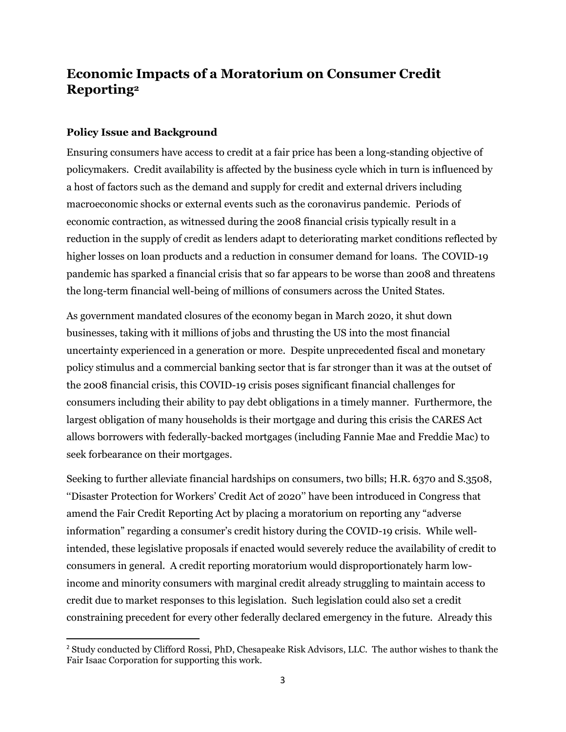# Economic Impacts of a Moratorium on Consumer Credit Reporting[2]

## Policy Issue and Background

Ensuring consumers have access to credit at a fair price has been a long-standing objective of policymakers. Credit availability is affected by the business cycle which in turn is influenced by a host of factors such as the demand and supply for credit and external drivers including macroeconomic shocks or external events such as the coronavirus pandemic. Periods of economic contraction, as witnessed during the 2008 financial crisis typically result in a reduction in the supply of credit as lenders adapt to deteriorating market conditions reflected by higher losses on loan products and a reduction in consumer demand for loans. The COVID-19 pandemic has sparked a financial crisis that so far appears to be worse than 2008 and threatens the long-term financial well-being of millions of consumers across the United States.

As government mandated closures of the economy began in March 2020, it shut down businesses, taking with it millions of jobs and thrusting the US into the most financial uncertainty experienced in a generation or more. Despite unprecedented fiscal and monetary policy stimulus and a commercial banking sector that is far stronger than it was at the outset of the 2008 financial crisis, this COVID-19 crisis poses significant financial challenges for consumers including their ability to pay debt obligations in a timely manner. Furthermore, the largest obligation of many households is their mortgage and during this crisis the CARES Act allows borrowers with federally-backed mortgages (including Fannie Mae and Freddie Mac) to seek forbearance on their mortgages.

Seeking to further alleviate financial hardships on consumers, two bills; H.R. 6370 and S.3508, "Disaster Protection for Workers' Credit Act of 2020" have been introduced in Congress that amend the Fair Credit Reporting Act by placing a moratorium on reporting any "adverse information" regarding a consumer's credit history during the COVID-19 crisis. While well-intended, these legislative proposals if enacted would severely reduce the availability of credit to consumers in general. A credit reporting moratorium would disproportionately harm low-income and minority consumers with marginal credit already struggling to maintain access to credit due to market responses to this legislation. Such legislation could also set a credit constraining precedent for every other federally declared emergency in the future. Already this

---

[2] Study conducted by Clifford Rossi, PhD, Chesapeake Risk Advisors, LLC. The author wishes to thank the Fair Isaac Corporation for supporting this work.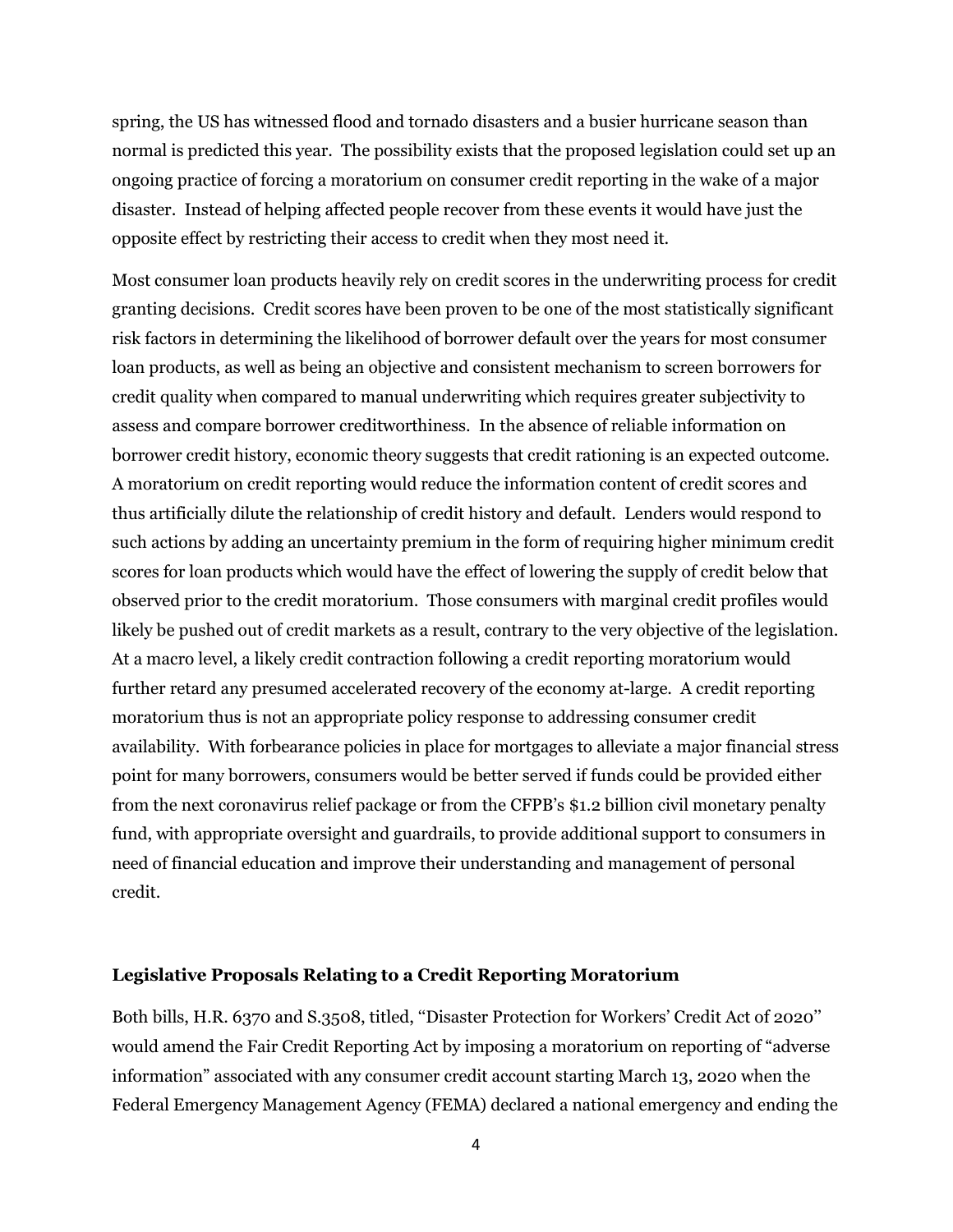spring, the US has witnessed flood and tornado disasters and a busier hurricane season than normal is predicted this year. The possibility exists that the proposed legislation could set up an ongoing practice of forcing a moratorium on consumer credit reporting in the wake of a major disaster. Instead of helping affected people recover from these events it would have just the opposite effect by restricting their access to credit when they most need it.

Most consumer loan products heavily rely on credit scores in the underwriting process for credit granting decisions. Credit scores have been proven to be one of the most statistically significant risk factors in determining the likelihood of borrower default over the years for most consumer loan products, as well as being an objective and consistent mechanism to screen borrowers for credit quality when compared to manual underwriting which requires greater subjectivity to assess and compare borrower creditworthiness. In the absence of reliable information on borrower credit history, economic theory suggests that credit rationing is an expected outcome. A moratorium on credit reporting would reduce the information content of credit scores and thus artificially dilute the relationship of credit history and default. Lenders would respond to such actions by adding an uncertainty premium in the form of requiring higher minimum credit scores for loan products which would have the effect of lowering the supply of credit below that observed prior to the credit moratorium. Those consumers with marginal credit profiles would likely be pushed out of credit markets as a result, contrary to the very objective of the legislation. At a macro level, a likely credit contraction following a credit reporting moratorium would further retard any presumed accelerated recovery of the economy at-large. A credit reporting moratorium thus is not an appropriate policy response to addressing consumer credit availability. With forbearance policies in place for mortgages to alleviate a major financial stress point for many borrowers, consumers would be better served if funds could be provided either from the next coronavirus relief package or from the CFPB's $1.2 billion civil monetary penalty fund, with appropriate oversight and guardrails, to provide additional support to consumers in need of financial education and improve their understanding and management of personal credit.

**Legislative Proposals Relating to a Credit Reporting Moratorium**

Both bills, H.R. 6370 and S.3508, titled, "Disaster Protection for Workers' Credit Act of 2020" would amend the Fair Credit Reporting Act by imposing a moratorium on reporting of "adverse information" associated with any consumer credit account starting March 13, 2020 when the Federal Emergency Management Agency (FEMA) declared a national emergency and ending the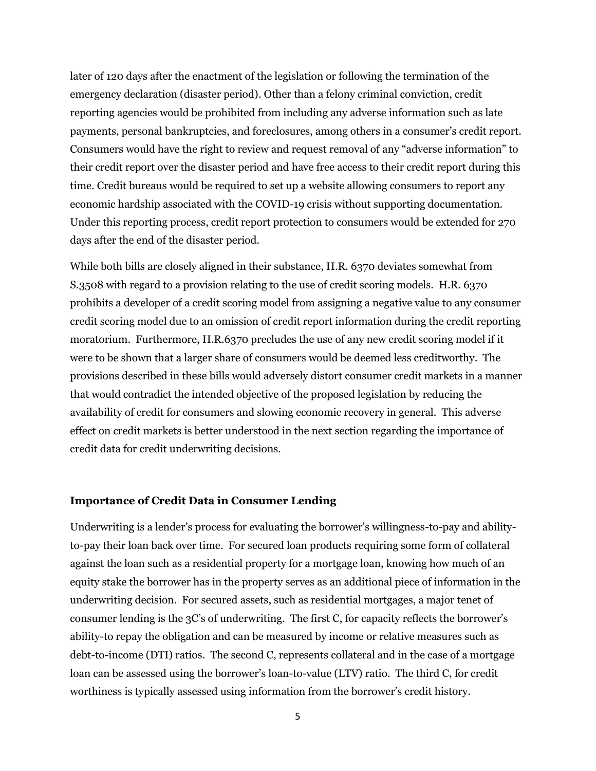later of 120 days after the enactment of the legislation or following the termination of the emergency declaration (disaster period). Other than a felony criminal conviction, credit reporting agencies would be prohibited from including any adverse information such as late payments, personal bankruptcies, and foreclosures, among others in a consumer's credit report. Consumers would have the right to review and request removal of any "adverse information" to their credit report over the disaster period and have free access to their credit report during this time. Credit bureaus would be required to set up a website allowing consumers to report any economic hardship associated with the COVID-19 crisis without supporting documentation. Under this reporting process, credit report protection to consumers would be extended for 270 days after the end of the disaster period.

While both bills are closely aligned in their substance, H.R. 6370 deviates somewhat from S.3508 with regard to a provision relating to the use of credit scoring models. H.R. 6370 prohibits a developer of a credit scoring model from assigning a negative value to any consumer credit scoring model due to an omission of credit report information during the credit reporting moratorium. Furthermore, H.R.6370 precludes the use of any new credit scoring model if it were to be shown that a larger share of consumers would be deemed less creditworthy. The provisions described in these bills would adversely distort consumer credit markets in a manner that would contradict the intended objective of the proposed legislation by reducing the availability of credit for consumers and slowing economic recovery in general. This adverse effect on credit markets is better understood in the next section regarding the importance of credit data for credit underwriting decisions.

**Importance of Credit Data in Consumer Lending**

Underwriting is a lender's process for evaluating the borrower's willingness-to-pay and ability-to-pay their loan back over time. For secured loan products requiring some form of collateral against the loan such as a residential property for a mortgage loan, knowing how much of an equity stake the borrower has in the property serves as an additional piece of information in the underwriting decision. For secured assets, such as residential mortgages, a major tenet of consumer lending is the 3C's of underwriting. The first C, for capacity reflects the borrower's ability-to repay the obligation and can be measured by income or relative measures such as debt-to-income (DTI) ratios. The second C, represents collateral and in the case of a mortgage loan can be assessed using the borrower's loan-to-value (LTV) ratio. The third C, for credit worthiness is typically assessed using information from the borrower's credit history.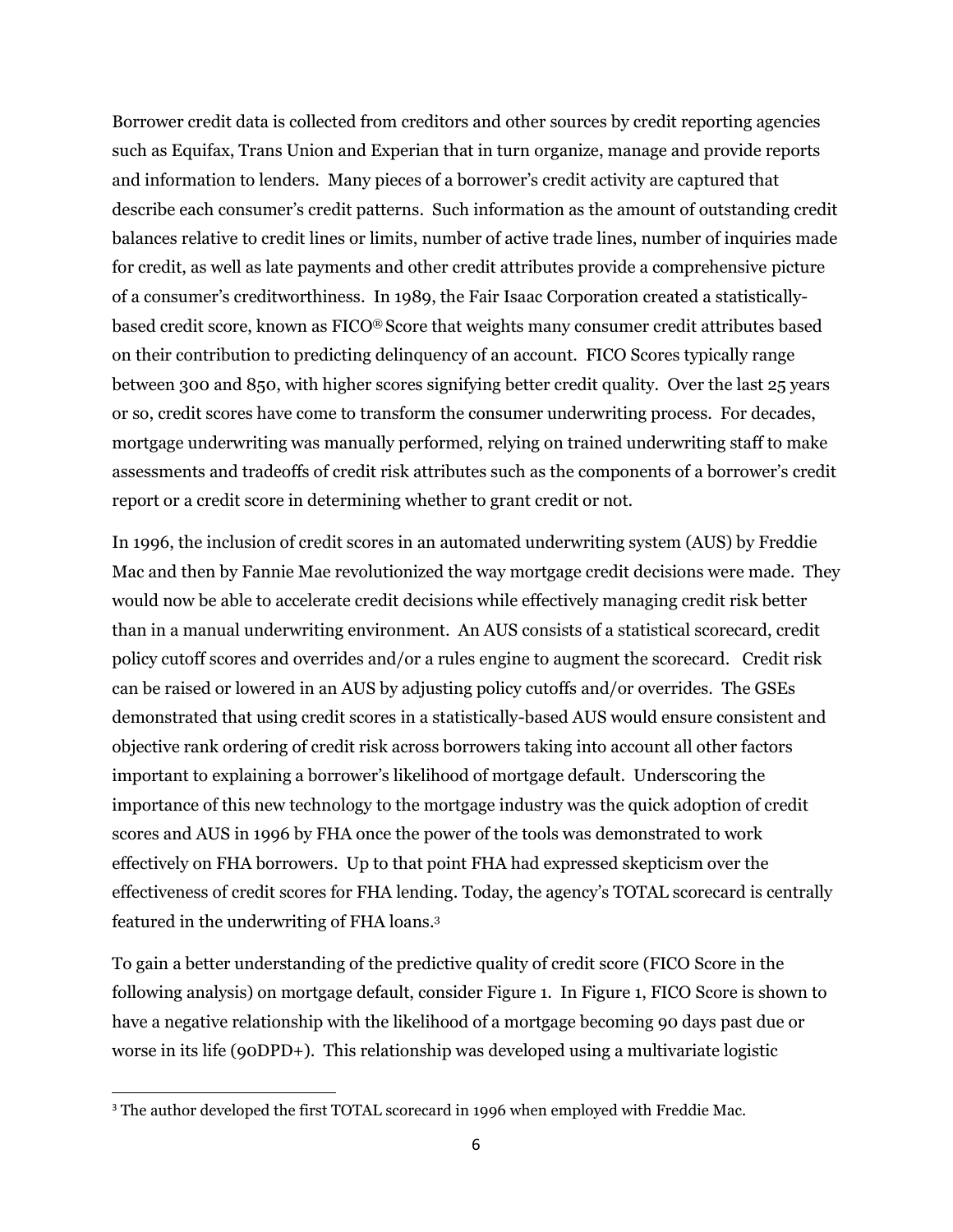Borrower credit data is collected from creditors and other sources by credit reporting agencies such as Equifax, Trans Union and Experian that in turn organize, manage and provide reports and information to lenders. Many pieces of a borrower's credit activity are captured that describe each consumer's credit patterns. Such information as the amount of outstanding credit balances relative to credit lines or limits, number of active trade lines, number of inquiries made for credit, as well as late payments and other credit attributes provide a comprehensive picture of a consumer's creditworthiness. In 1989, the Fair Isaac Corporation created a statistically-based credit score, known as FICO® Score that weights many consumer credit attributes based on their contribution to predicting delinquency of an account. FICO Scores typically range between 300 and 850, with higher scores signifying better credit quality. Over the last 25 years or so, credit scores have come to transform the consumer underwriting process. For decades, mortgage underwriting was manually performed, relying on trained underwriting staff to make assessments and tradeoffs of credit risk attributes such as the components of a borrower's credit report or a credit score in determining whether to grant credit or not.

In 1996, the inclusion of credit scores in an automated underwriting system (AUS) by Freddie Mac and then by Fannie Mae revolutionized the way mortgage credit decisions were made. They would now be able to accelerate credit decisions while effectively managing credit risk better than in a manual underwriting environment. An AUS consists of a statistical scorecard, credit policy cutoff scores and overrides and/or a rules engine to augment the scorecard. Credit risk can be raised or lowered in an AUS by adjusting policy cutoffs and/or overrides. The GSEs demonstrated that using credit scores in a statistically-based AUS would ensure consistent and objective rank ordering of credit risk across borrowers taking into account all other factors important to explaining a borrower's likelihood of mortgage default. Underscoring the importance of this new technology to the mortgage industry was the quick adoption of credit scores and AUS in 1996 by FHA once the power of the tools was demonstrated to work effectively on FHA borrowers. Up to that point FHA had expressed skepticism over the effectiveness of credit scores for FHA lending. Today, the agency's TOTAL scorecard is centrally featured in the underwriting of FHA loans.[3]

To gain a better understanding of the predictive quality of credit score (FICO Score in the following analysis) on mortgage default, consider Figure 1. In Figure 1, FICO Score is shown to have a negative relationship with the likelihood of a mortgage becoming 90 days past due or worse in its life (90DPD+). This relationship was developed using a multivariate logistic

---

[3] The author developed the first TOTAL scorecard in 1996 when employed with Freddie Mac.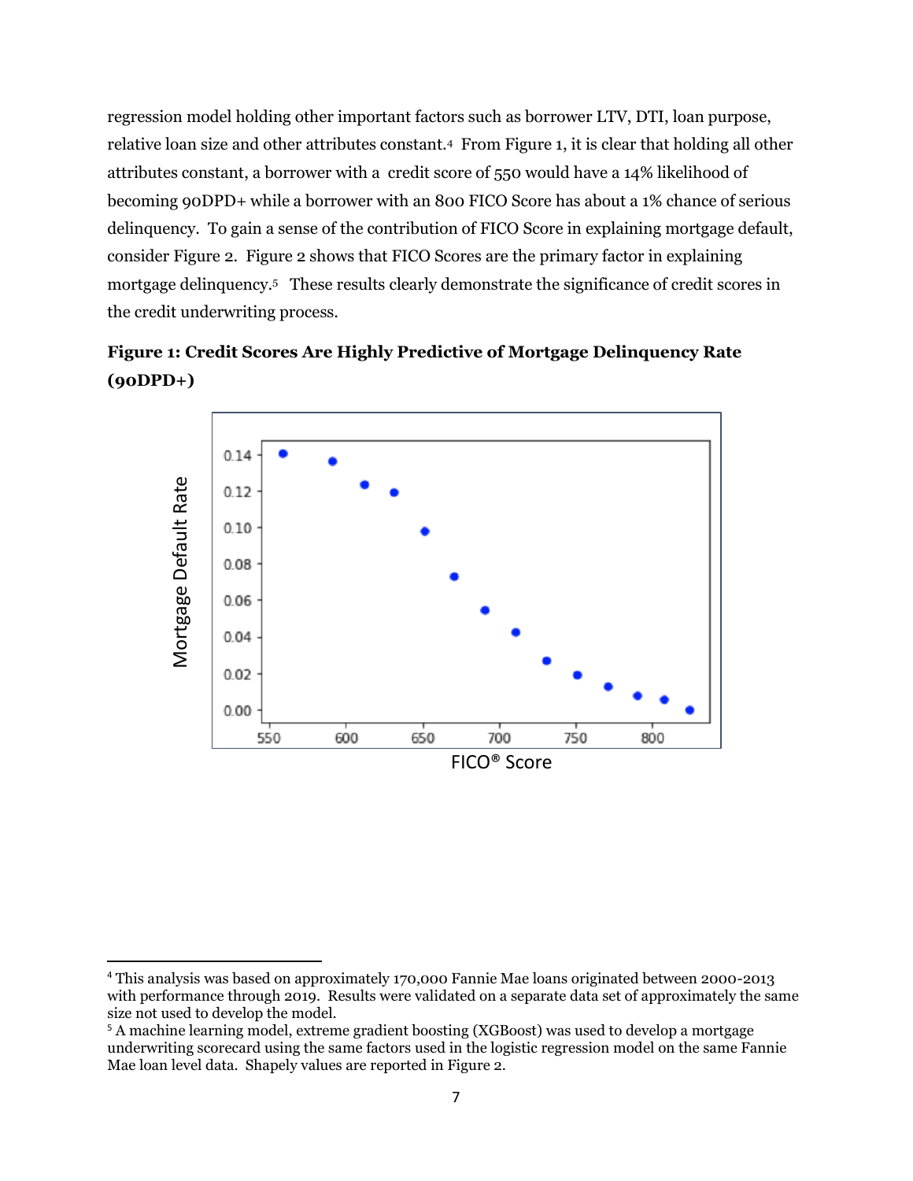regression model holding other important factors such as borrower LTV, DTI, loan purpose, relative loan size and other attributes constant.[4] From Figure 1, it is clear that holding all other attributes constant, a borrower with a credit score of 550 would have a 14% likelihood of becoming 90DPD+ while a borrower with an 800 FICO Score has about a 1% chance of serious delinquency. To gain a sense of the contribution of FICO Score in explaining mortgage default, consider Figure 2. Figure 2 shows that FICO Scores are the primary factor in explaining mortgage delinquency.[5] These results clearly demonstrate the significance of credit scores in the credit underwriting process.

**Figure 1: Credit Scores Are Highly Predictive of Mortgage Delinquency Rate (90DPD+)**

[4] This analysis was based on approximately 170,000 Fannie Mae loans originated between 2000-2013 with performance through 2019. Results were validated on a separate data set of approximately the same size not used to develop the model.

[5] A machine learning model, extreme gradient boosting (XGBoost) was used to develop a mortgage underwriting scorecard using the same factors used in the logistic regression model on the same Fannie Mae loan level data. Shapely values are reported in Figure 2.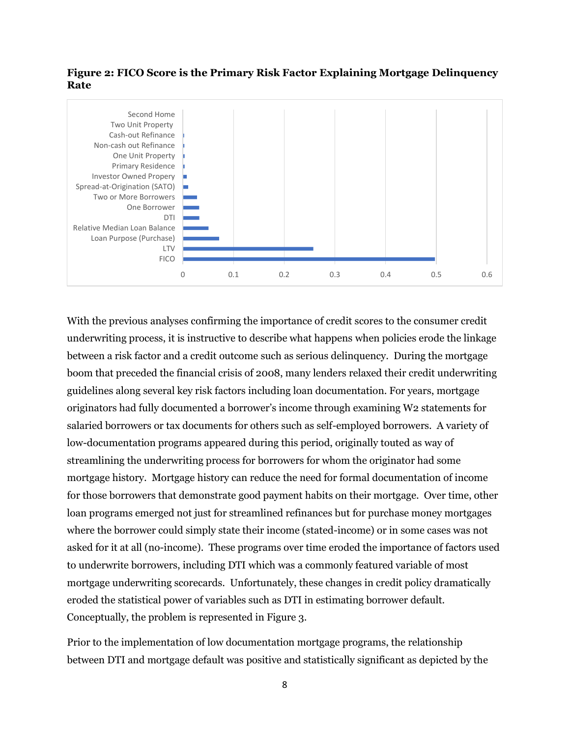**Figure 2: FICO Score is the Primary Risk Factor Explaining Mortgage Delinquency Rate**

With the previous analyses confirming the importance of credit scores to the consumer credit underwriting process, it is instructive to describe what happens when policies erode the linkage between a risk factor and a credit outcome such as serious delinquency. During the mortgage boom that preceded the financial crisis of 2008, many lenders relaxed their credit underwriting guidelines along several key risk factors including loan documentation. For years, mortgage originators had fully documented a borrower's income through examining W2 statements for salaried borrowers or tax documents for others such as self-employed borrowers. A variety of low-documentation programs appeared during this period, originally touted as way of streamlining the underwriting process for borrowers for whom the originator had some mortgage history. Mortgage history can reduce the need for formal documentation of income for those borrowers that demonstrate good payment habits on their mortgage. Over time, other loan programs emerged not just for streamlined refinances but for purchase money mortgages where the borrower could simply state their income (stated-income) or in some cases was not asked for it at all (no-income). These programs over time eroded the importance of factors used to underwrite borrowers, including DTI which was a commonly featured variable of most mortgage underwriting scorecards. Unfortunately, these changes in credit policy dramatically eroded the statistical power of variables such as DTI in estimating borrower default. Conceptually, the problem is represented in Figure 3.

Prior to the implementation of low documentation mortgage programs, the relationship between DTI and mortgage default was positive and statistically significant as depicted by the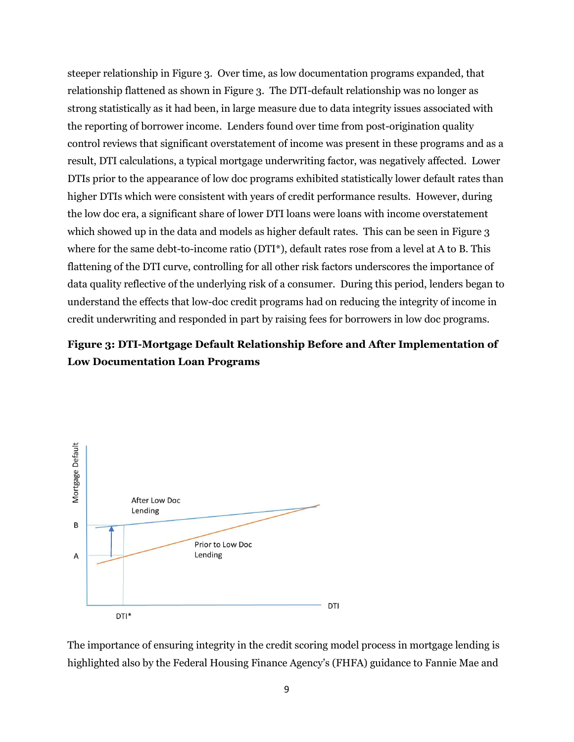steeper relationship in Figure 3. Over time, as low documentation programs expanded, that relationship flattened as shown in Figure 3. The DTI-default relationship was no longer as strong statistically as it had been, in large measure due to data integrity issues associated with the reporting of borrower income. Lenders found over time from post-origination quality control reviews that significant overstatement of income was present in these programs and as a result, DTI calculations, a typical mortgage underwriting factor, was negatively affected. Lower DTIs prior to the appearance of low doc programs exhibited statistically lower default rates than higher DTIs which were consistent with years of credit performance results. However, during the low doc era, a significant share of lower DTI loans were loans with income overstatement which showed up in the data and models as higher default rates. This can be seen in Figure 3 where for the same debt-to-income ratio (DTI*), default rates rose from a level at A to B. This flattening of the DTI curve, controlling for all other risk factors underscores the importance of data quality reflective of the underlying risk of a consumer. During this period, lenders began to understand the effects that low-doc credit programs had on reducing the integrity of income in credit underwriting and responded in part by raising fees for borrowers in low doc programs.

**Figure 3: DTI-Mortgage Default Relationship Before and After Implementation of Low Documentation Loan Programs**

The importance of ensuring integrity in the credit scoring model process in mortgage lending is highlighted also by the Federal Housing Finance Agency's (FHFA) guidance to Fannie Mae and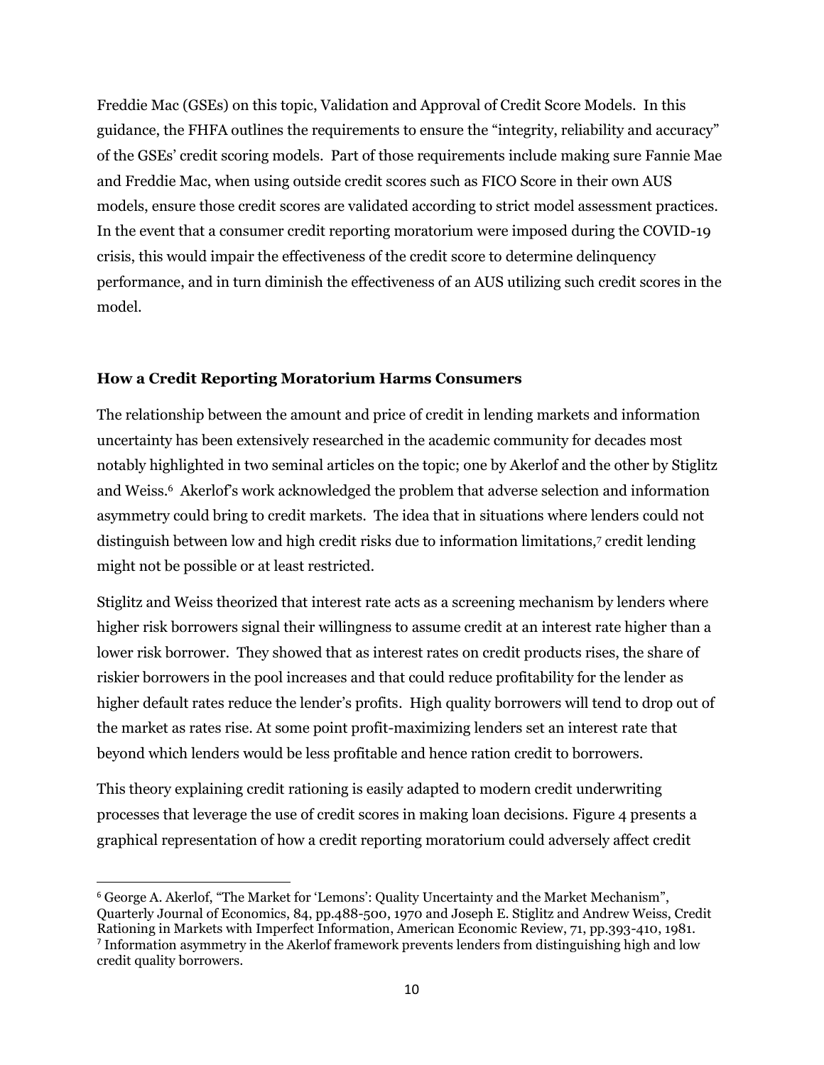Freddie Mac (GSEs) on this topic, Validation and Approval of Credit Score Models. In this guidance, the FHFA outlines the requirements to ensure the "integrity, reliability and accuracy" of the GSEs' credit scoring models. Part of those requirements include making sure Fannie Mae and Freddie Mac, when using outside credit scores such as FICO Score in their own AUS models, ensure those credit scores are validated according to strict model assessment practices. In the event that a consumer credit reporting moratorium were imposed during the COVID-19 crisis, this would impair the effectiveness of the credit score to determine delinquency performance, and in turn diminish the effectiveness of an AUS utilizing such credit scores in the model.

### How a Credit Reporting Moratorium Harms Consumers

The relationship between the amount and price of credit in lending markets and information uncertainty has been extensively researched in the academic community for decades most notably highlighted in two seminal articles on the topic; one by Akerlof and the other by Stiglitz and Weiss.[6] Akerlof's work acknowledged the problem that adverse selection and information asymmetry could bring to credit markets. The idea that in situations where lenders could not distinguish between low and high credit risks due to information limitations,[7] credit lending might not be possible or at least restricted.

Stiglitz and Weiss theorized that interest rate acts as a screening mechanism by lenders where higher risk borrowers signal their willingness to assume credit at an interest rate higher than a lower risk borrower. They showed that as interest rates on credit products rises, the share of riskier borrowers in the pool increases and that could reduce profitability for the lender as higher default rates reduce the lender's profits. High quality borrowers will tend to drop out of the market as rates rise. At some point profit-maximizing lenders set an interest rate that beyond which lenders would be less profitable and hence ration credit to borrowers.

This theory explaining credit rationing is easily adapted to modern credit underwriting processes that leverage the use of credit scores in making loan decisions. Figure 4 presents a graphical representation of how a credit reporting moratorium could adversely affect credit

---

[6] George A. Akerlof, "The Market for 'Lemons': Quality Uncertainty and the Market Mechanism", Quarterly Journal of Economics, 84, pp.488-500, 1970 and Joseph E. Stiglitz and Andrew Weiss, Credit Rationing in Markets with Imperfect Information, American Economic Review, 71, pp.393-410, 1981.

[7] Information asymmetry in the Akerlof framework prevents lenders from distinguishing high and low credit quality borrowers.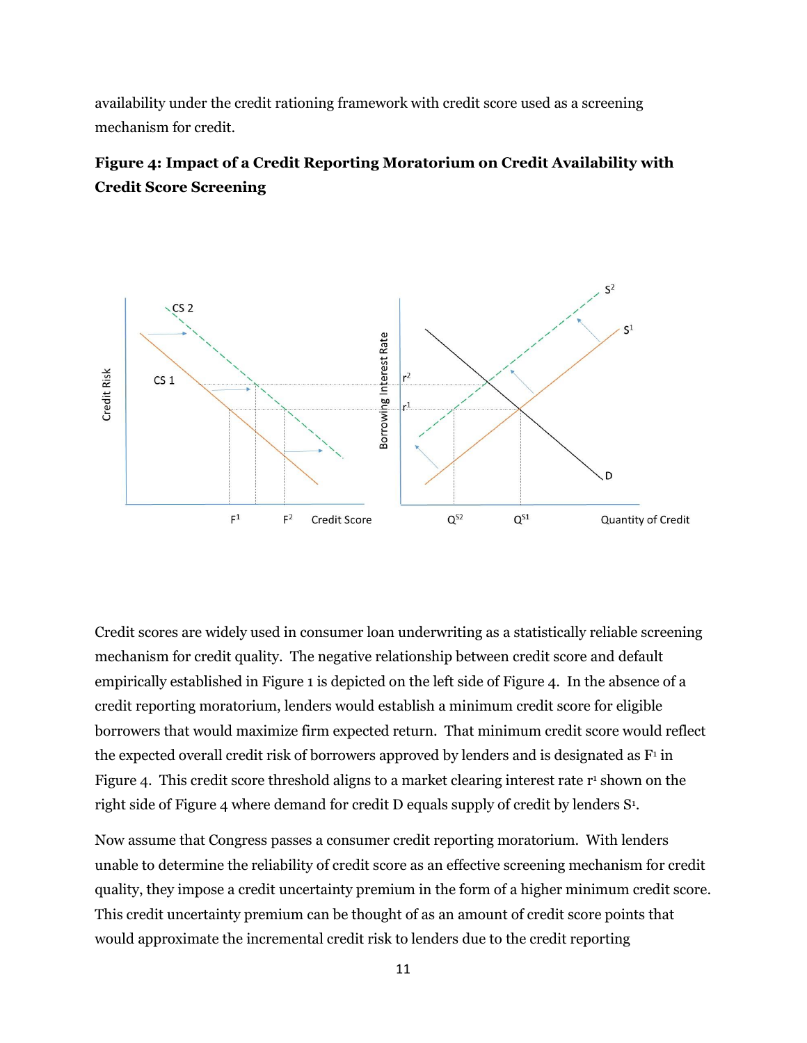availability under the credit rationing framework with credit score used as a screening mechanism for credit.

**Figure 4: Impact of a Credit Reporting Moratorium on Credit Availability with Credit Score Screening**

Credit scores are widely used in consumer loan underwriting as a statistically reliable screening mechanism for credit quality. The negative relationship between credit score and default empirically established in Figure 1 is depicted on the left side of Figure 4. In the absence of a credit reporting moratorium, lenders would establish a minimum credit score for eligible borrowers that would maximize firm expected return. That minimum credit score would reflect the expected overall credit risk of borrowers approved by lenders and is designated as $F^1$ in Figure 4. This credit score threshold aligns to a market clearing interest rate $r^1$ shown on the right side of Figure 4 where demand for credit D equals supply of credit by lenders $S^1$.

Now assume that Congress passes a consumer credit reporting moratorium. With lenders unable to determine the reliability of credit score as an effective screening mechanism for credit quality, they impose a credit uncertainty premium in the form of a higher minimum credit score. This credit uncertainty premium can be thought of as an amount of credit score points that would approximate the incremental credit risk to lenders due to the credit reporting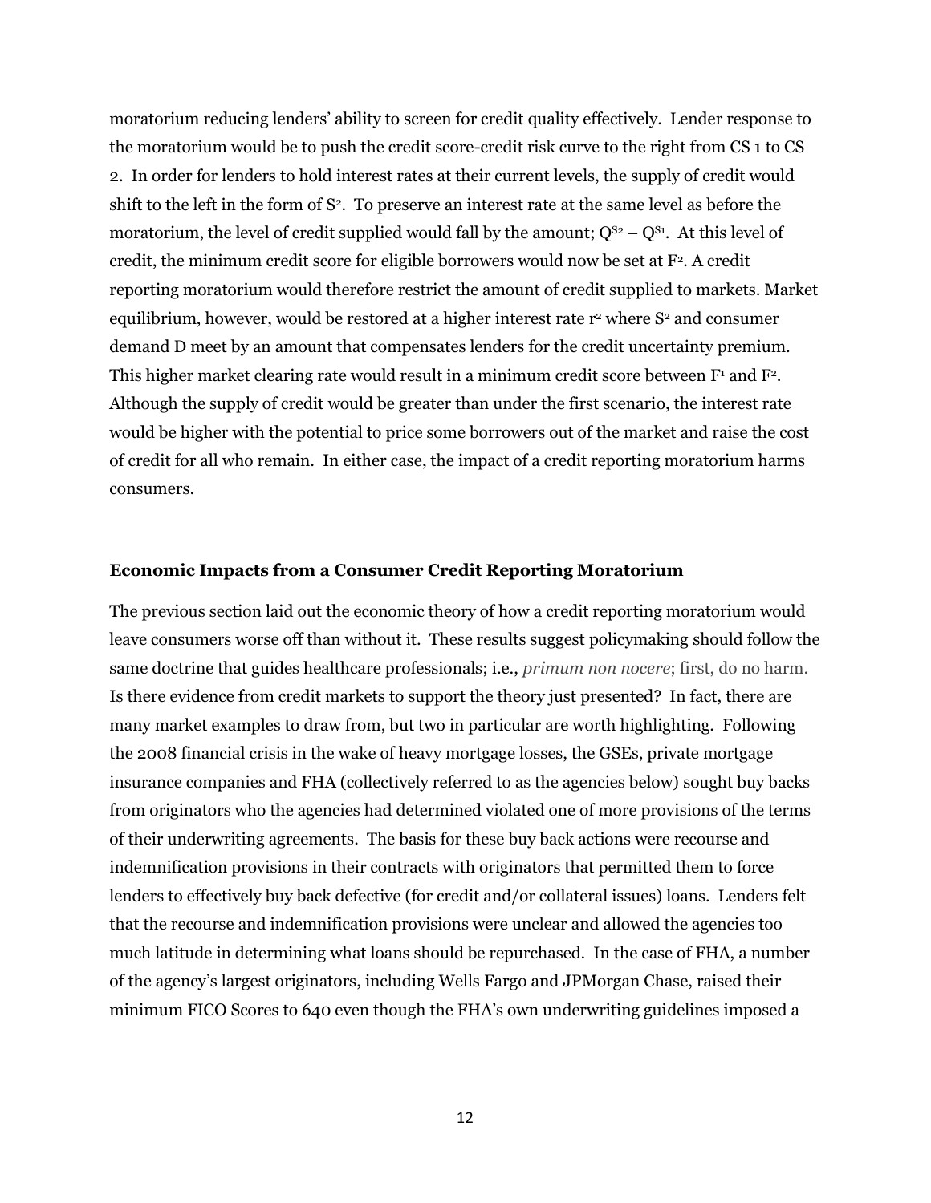moratorium reducing lenders' ability to screen for credit quality effectively. Lender response to the moratorium would be to push the credit score-credit risk curve to the right from CS 1 to CS 2. In order for lenders to hold interest rates at their current levels, the supply of credit would shift to the left in the form of $S^2$. To preserve an interest rate at the same level as before the moratorium, the level of credit supplied would fall by the amount; $Q^{S2} - Q^{S1}$. At this level of credit, the minimum credit score for eligible borrowers would now be set at $F^2$. A credit reporting moratorium would therefore restrict the amount of credit supplied to markets. Market equilibrium, however, would be restored at a higher interest rate $r^2$ where $S^2$ and consumer demand D meet by an amount that compensates lenders for the credit uncertainty premium. This higher market clearing rate would result in a minimum credit score between $F^1$ and $F^2$. Although the supply of credit would be greater than under the first scenario, the interest rate would be higher with the potential to price some borrowers out of the market and raise the cost of credit for all who remain. In either case, the impact of a credit reporting moratorium harms consumers.

### Economic Impacts from a Consumer Credit Reporting Moratorium

The previous section laid out the economic theory of how a credit reporting moratorium would leave consumers worse off than without it. These results suggest policymaking should follow the same doctrine that guides healthcare professionals; i.e., *primum non nocere*; first, do no harm. Is there evidence from credit markets to support the theory just presented? In fact, there are many market examples to draw from, but two in particular are worth highlighting. Following the 2008 financial crisis in the wake of heavy mortgage losses, the GSEs, private mortgage insurance companies and FHA (collectively referred to as the agencies below) sought buy backs from originators who the agencies had determined violated one of more provisions of the terms of their underwriting agreements. The basis for these buy back actions were recourse and indemnification provisions in their contracts with originators that permitted them to force lenders to effectively buy back defective (for credit and/or collateral issues) loans. Lenders felt that the recourse and indemnification provisions were unclear and allowed the agencies too much latitude in determining what loans should be repurchased. In the case of FHA, a number of the agency's largest originators, including Wells Fargo and JPMorgan Chase, raised their minimum FICO Scores to 640 even though the FHA's own underwriting guidelines imposed a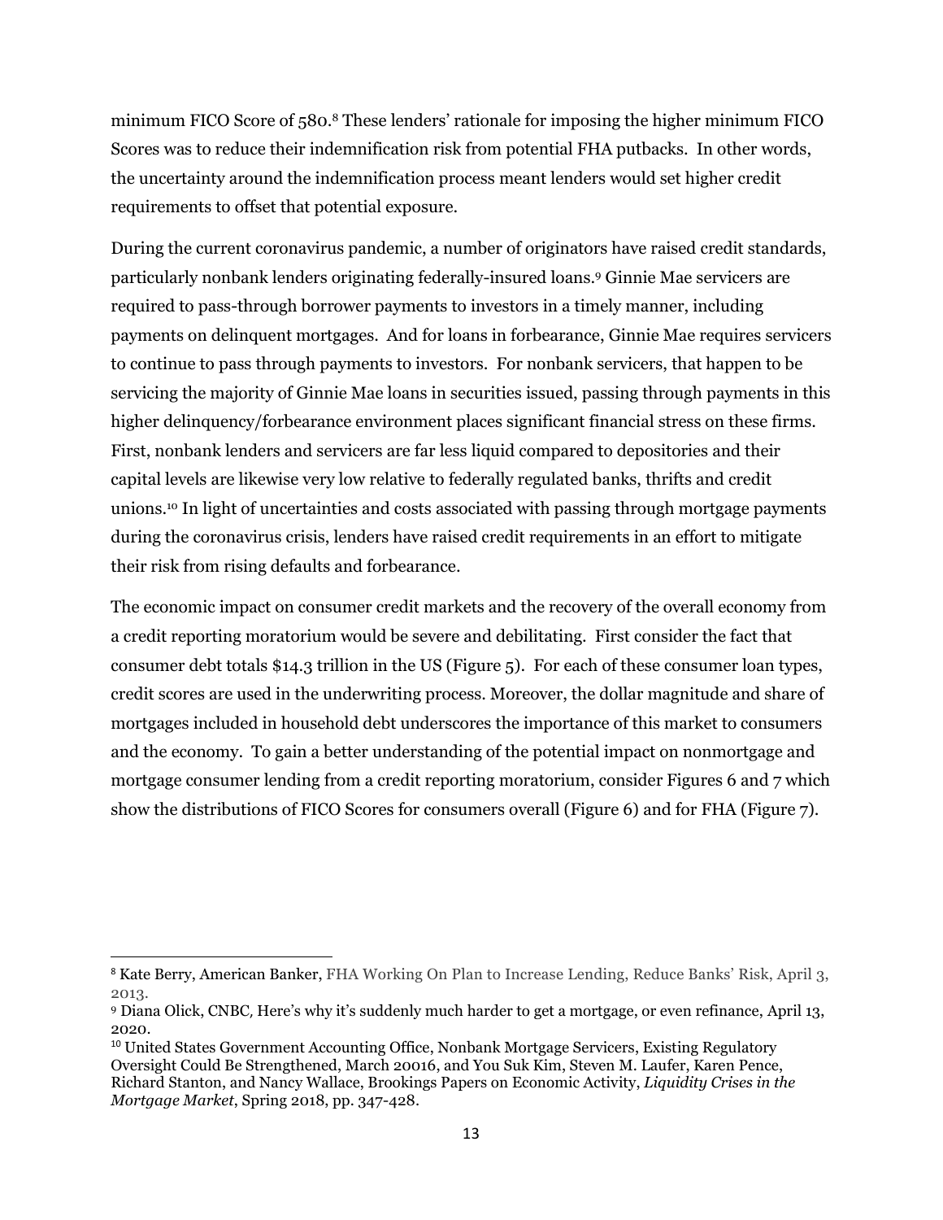minimum FICO Score of 580.[8] These lenders' rationale for imposing the higher minimum FICO Scores was to reduce their indemnification risk from potential FHA putbacks. In other words, the uncertainty around the indemnification process meant lenders would set higher credit requirements to offset that potential exposure.

During the current coronavirus pandemic, a number of originators have raised credit standards, particularly nonbank lenders originating federally-insured loans.[9] Ginnie Mae servicers are required to pass-through borrower payments to investors in a timely manner, including payments on delinquent mortgages. And for loans in forbearance, Ginnie Mae requires servicers to continue to pass through payments to investors. For nonbank servicers, that happen to be servicing the majority of Ginnie Mae loans in securities issued, passing through payments in this higher delinquency/forbearance environment places significant financial stress on these firms. First, nonbank lenders and servicers are far less liquid compared to depositories and their capital levels are likewise very low relative to federally regulated banks, thrifts and credit unions.[10] In light of uncertainties and costs associated with passing through mortgage payments during the coronavirus crisis, lenders have raised credit requirements in an effort to mitigate their risk from rising defaults and forbearance.

The economic impact on consumer credit markets and the recovery of the overall economy from a credit reporting moratorium would be severe and debilitating. First consider the fact that consumer debt totals $14.3 trillion in the US (Figure 5). For each of these consumer loan types, credit scores are used in the underwriting process. Moreover, the dollar magnitude and share of mortgages included in household debt underscores the importance of this market to consumers and the economy. To gain a better understanding of the potential impact on nonmortgage and mortgage consumer lending from a credit reporting moratorium, consider Figures 6 and 7 which show the distributions of FICO Scores for consumers overall (Figure 6) and for FHA (Figure 7).

---

[8] Kate Berry, American Banker, FHA Working On Plan to Increase Lending, Reduce Banks' Risk, April 3, 2013.

[9] Diana Olick, CNBC, Here's why it's suddenly much harder to get a mortgage, or even refinance, April 13, 2020.

[10] United States Government Accounting Office, Nonbank Mortgage Servicers, Existing Regulatory Oversight Could Be Strengthened, March 20016, and You Suk Kim, Steven M. Laufer, Karen Pence, Richard Stanton, and Nancy Wallace, Brookings Papers on Economic Activity, *Liquidity Crises in the Mortgage Market*, Spring 2018, pp. 347-428.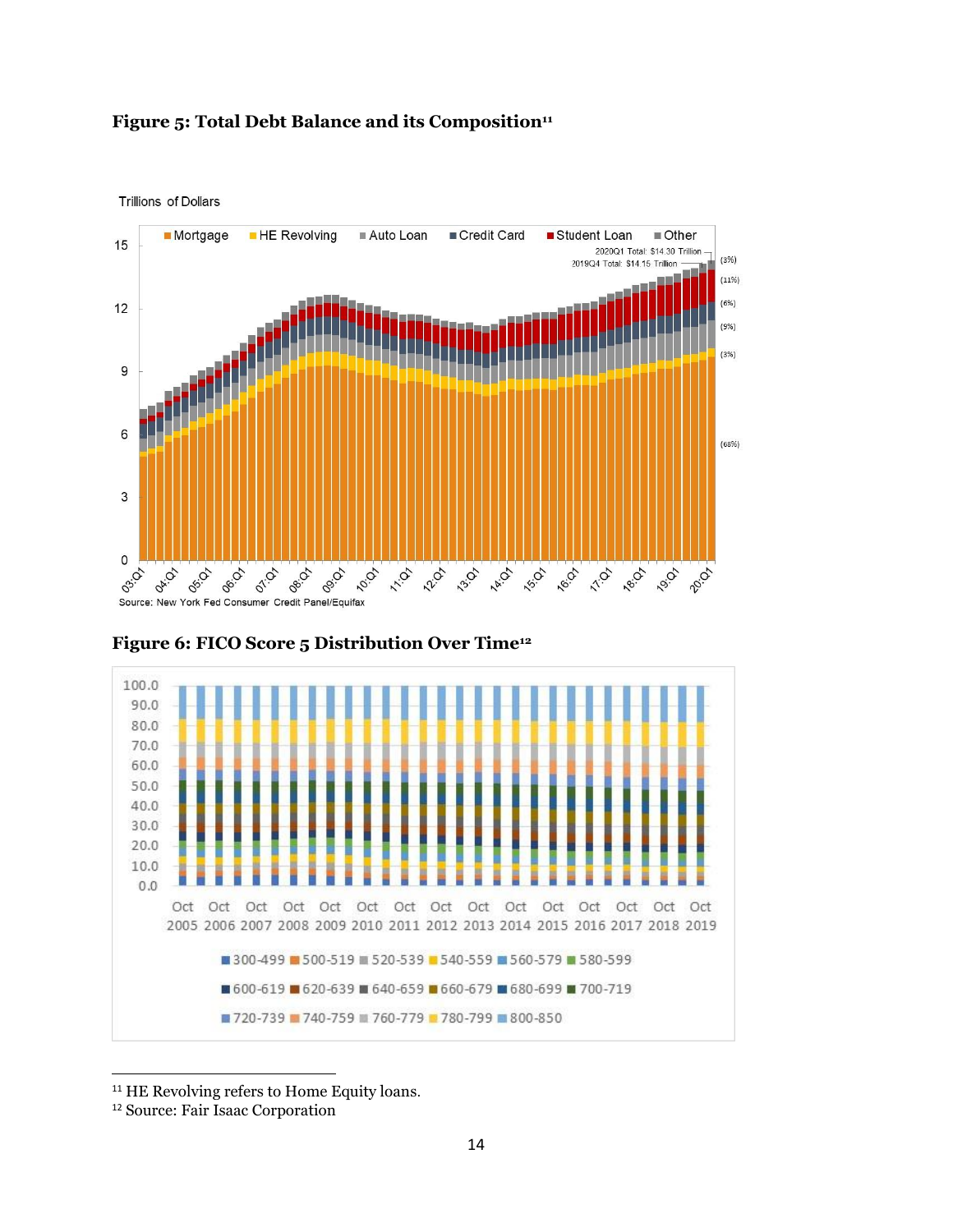**Figure 5: Total Debt Balance and its Composition**[11]

Trillions of Dollars

Mortgage, HE Revolving, Auto Loan, Credit Card, Student Loan, Other

2020Q1 Total: $14.30 Trillion
2019Q4 Total: $14.15 Trillion

(3%) (11%) (6%) (9%) (3%) (68%)

Source: New York Fed Consumer Credit Panel/Equifax

**Figure 6: FICO Score 5 Distribution Over Time**[12]

300-499, 500-519, 520-539, 540-559, 560-579, 580-599, 600-619, 620-639, 640-659, 660-679, 680-699, 700-719, 720-739, 740-759, 760-779, 780-799, 800-850

[11] HE Revolving refers to Home Equity loans.

[12] Source: Fair Isaac Corporation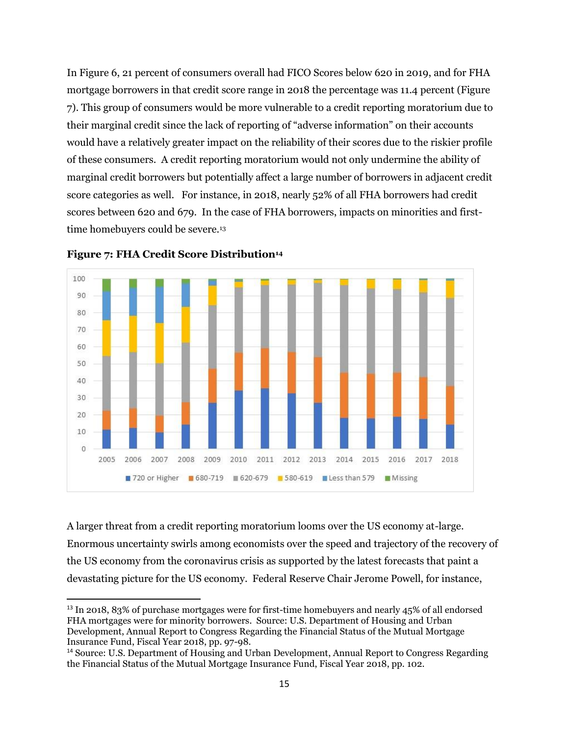In Figure 6, 21 percent of consumers overall had FICO Scores below 620 in 2019, and for FHA mortgage borrowers in that credit score range in 2018 the percentage was 11.4 percent (Figure 7). This group of consumers would be more vulnerable to a credit reporting moratorium due to their marginal credit since the lack of reporting of "adverse information" on their accounts would have a relatively greater impact on the reliability of their scores due to the riskier profile of these consumers. A credit reporting moratorium would not only undermine the ability of marginal credit borrowers but potentially affect a large number of borrowers in adjacent credit score categories as well. For instance, in 2018, nearly 52% of all FHA borrowers had credit scores between 620 and 679. In the case of FHA borrowers, impacts on minorities and first-time homebuyers could be severe.[13]

**Figure 7: FHA Credit Score Distribution[14]**

A larger threat from a credit reporting moratorium looms over the US economy at-large. Enormous uncertainty swirls among economists over the speed and trajectory of the recovery of the US economy from the coronavirus crisis as supported by the latest forecasts that paint a devastating picture for the US economy. Federal Reserve Chair Jerome Powell, for instance,

---

[13] In 2018, 83% of purchase mortgages were for first-time homebuyers and nearly 45% of all endorsed FHA mortgages were for minority borrowers. Source: U.S. Department of Housing and Urban Development, Annual Report to Congress Regarding the Financial Status of the Mutual Mortgage Insurance Fund, Fiscal Year 2018, pp. 97-98.

[14] Source: U.S. Department of Housing and Urban Development, Annual Report to Congress Regarding the Financial Status of the Mutual Mortgage Insurance Fund, Fiscal Year 2018, pp. 102.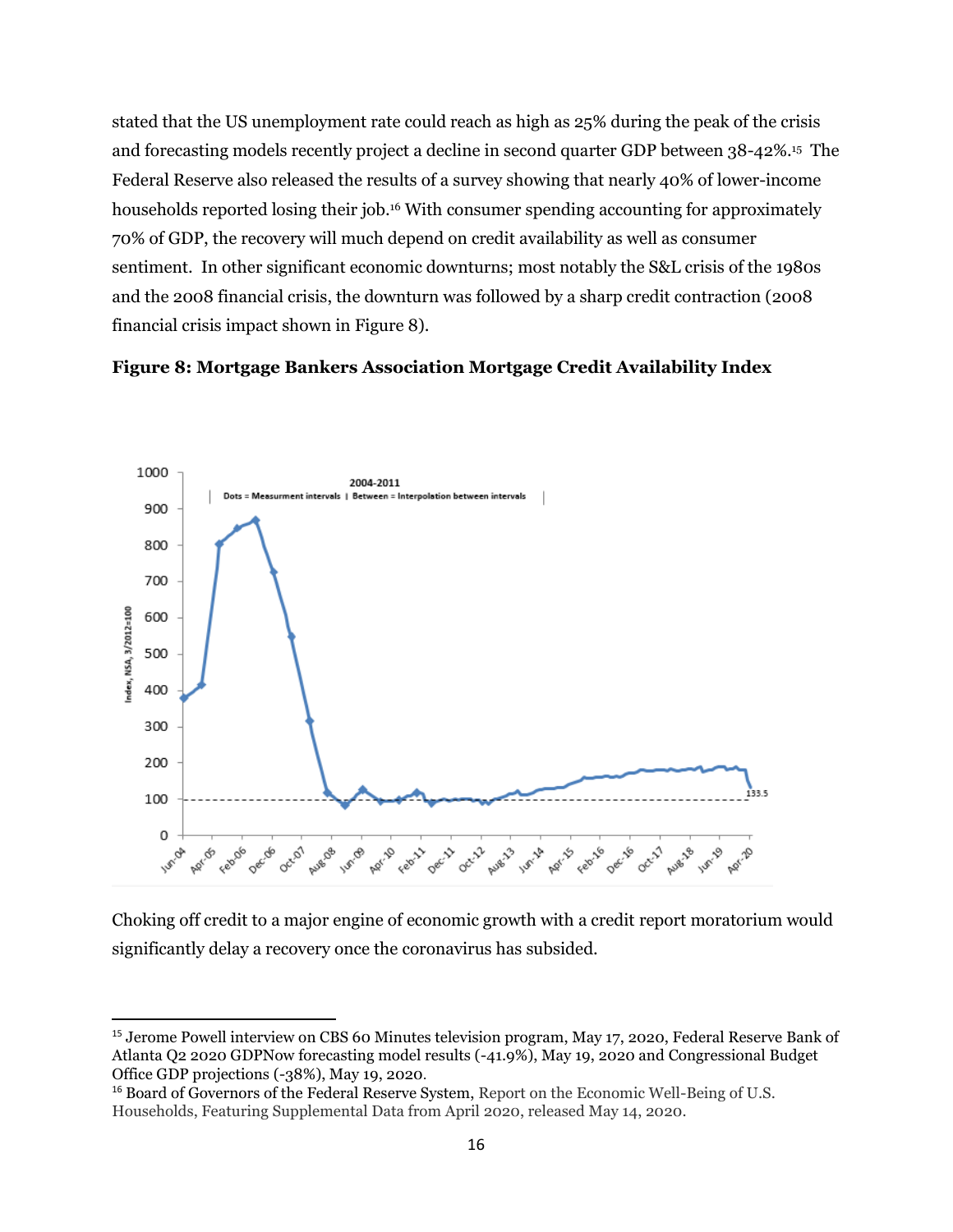stated that the US unemployment rate could reach as high as 25% during the peak of the crisis and forecasting models recently project a decline in second quarter GDP between 38-42%.[15] The Federal Reserve also released the results of a survey showing that nearly 40% of lower-income households reported losing their job.[16] With consumer spending accounting for approximately 70% of GDP, the recovery will much depend on credit availability as well as consumer sentiment. In other significant economic downturns; most notably the S&L crisis of the 1980s and the 2008 financial crisis, the downturn was followed by a sharp credit contraction (2008 financial crisis impact shown in Figure 8).

**Figure 8: Mortgage Bankers Association Mortgage Credit Availability Index**

Choking off credit to a major engine of economic growth with a credit report moratorium would significantly delay a recovery once the coronavirus has subsided.

---

[15] Jerome Powell interview on CBS 60 Minutes television program, May 17, 2020, Federal Reserve Bank of Atlanta Q2 2020 GDPNow forecasting model results (-41.9%), May 19, 2020 and Congressional Budget Office GDP projections (-38%), May 19, 2020.

[16] Board of Governors of the Federal Reserve System, Report on the Economic Well-Being of U.S. Households, Featuring Supplemental Data from April 2020, released May 14, 2020.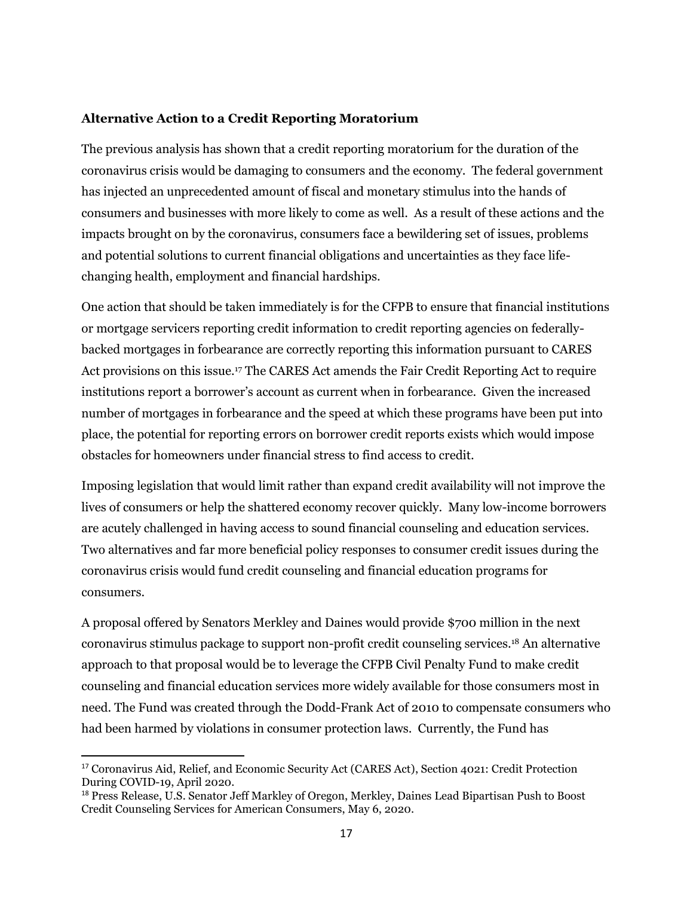**Alternative Action to a Credit Reporting Moratorium**

The previous analysis has shown that a credit reporting moratorium for the duration of the coronavirus crisis would be damaging to consumers and the economy. The federal government has injected an unprecedented amount of fiscal and monetary stimulus into the hands of consumers and businesses with more likely to come as well. As a result of these actions and the impacts brought on by the coronavirus, consumers face a bewildering set of issues, problems and potential solutions to current financial obligations and uncertainties as they face life-changing health, employment and financial hardships.

One action that should be taken immediately is for the CFPB to ensure that financial institutions or mortgage servicers reporting credit information to credit reporting agencies on federally-backed mortgages in forbearance are correctly reporting this information pursuant to CARES Act provisions on this issue.[17] The CARES Act amends the Fair Credit Reporting Act to require institutions report a borrower's account as current when in forbearance. Given the increased number of mortgages in forbearance and the speed at which these programs have been put into place, the potential for reporting errors on borrower credit reports exists which would impose obstacles for homeowners under financial stress to find access to credit.

Imposing legislation that would limit rather than expand credit availability will not improve the lives of consumers or help the shattered economy recover quickly. Many low-income borrowers are acutely challenged in having access to sound financial counseling and education services. Two alternatives and far more beneficial policy responses to consumer credit issues during the coronavirus crisis would fund credit counseling and financial education programs for consumers.

A proposal offered by Senators Merkley and Daines would provide $700 million in the next coronavirus stimulus package to support non-profit credit counseling services.[18] An alternative approach to that proposal would be to leverage the CFPB Civil Penalty Fund to make credit counseling and financial education services more widely available for those consumers most in need. The Fund was created through the Dodd-Frank Act of 2010 to compensate consumers who had been harmed by violations in consumer protection laws. Currently, the Fund has

---

[17] Coronavirus Aid, Relief, and Economic Security Act (CARES Act), Section 4021: Credit Protection During COVID-19, April 2020.

[18] Press Release, U.S. Senator Jeff Markley of Oregon, Merkley, Daines Lead Bipartisan Push to Boost Credit Counseling Services for American Consumers, May 6, 2020.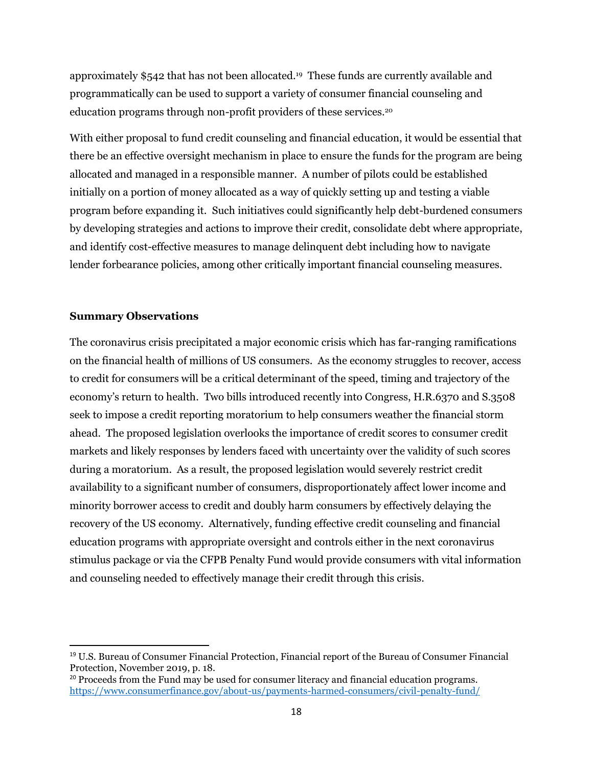approximately $542 that has not been allocated.[19] These funds are currently available and programmatically can be used to support a variety of consumer financial counseling and education programs through non-profit providers of these services.[20]

With either proposal to fund credit counseling and financial education, it would be essential that there be an effective oversight mechanism in place to ensure the funds for the program are being allocated and managed in a responsible manner. A number of pilots could be established initially on a portion of money allocated as a way of quickly setting up and testing a viable program before expanding it. Such initiatives could significantly help debt-burdened consumers by developing strategies and actions to improve their credit, consolidate debt where appropriate, and identify cost-effective measures to manage delinquent debt including how to navigate lender forbearance policies, among other critically important financial counseling measures.

**Summary Observations**

The coronavirus crisis precipitated a major economic crisis which has far-ranging ramifications on the financial health of millions of US consumers. As the economy struggles to recover, access to credit for consumers will be a critical determinant of the speed, timing and trajectory of the economy's return to health. Two bills introduced recently into Congress, H.R.6370 and S.3508 seek to impose a credit reporting moratorium to help consumers weather the financial storm ahead. The proposed legislation overlooks the importance of credit scores to consumer credit markets and likely responses by lenders faced with uncertainty over the validity of such scores during a moratorium. As a result, the proposed legislation would severely restrict credit availability to a significant number of consumers, disproportionately affect lower income and minority borrower access to credit and doubly harm consumers by effectively delaying the recovery of the US economy. Alternatively, funding effective credit counseling and financial education programs with appropriate oversight and controls either in the next coronavirus stimulus package or via the CFPB Penalty Fund would provide consumers with vital information and counseling needed to effectively manage their credit through this crisis.

---

[19] U.S. Bureau of Consumer Financial Protection, Financial report of the Bureau of Consumer Financial Protection, November 2019, p. 18.

[20] Proceeds from the Fund may be used for consumer literacy and financial education programs. https://www.consumerfinance.gov/about-us/payments-harmed-consumers/civil-penalty-fund/